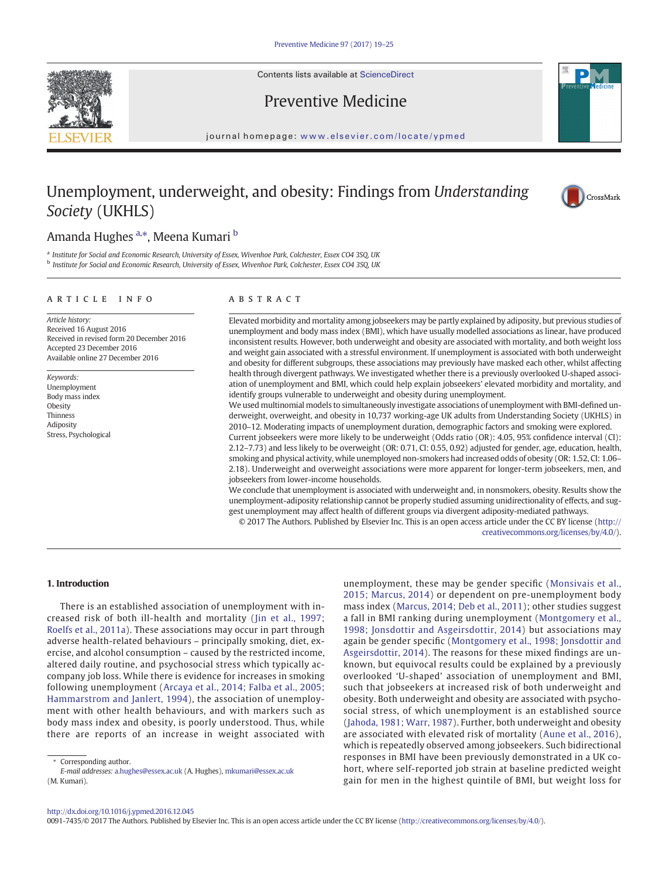Contents lists available at ScienceDirect

Preventive Medicine

journal homepage: www.elsevier.com/locate/ypmed

# Unemployment, underweight, and obesity: Findings from *Understanding Society* (UKHLS)

Amanda Hughes [a,*], Meena Kumari [b]

[a] Institute for Social and Economic Research, University of Essex, Wivenhoe Park, Colchester, Essex CO4 3SQ, UK
[b] Institute for Social and Economic Research, University of Essex, Wivenhoe Park, Colchester, Essex CO4 3SQ, UK

## ARTICLE INFO

*Article history:*
Received 16 August 2016
Received in revised form 20 December 2016
Accepted 23 December 2016
Available online 27 December 2016

*Keywords:*
Unemployment
Body mass index
Obesity
Thinness
Adiposity
Stress, Psychological

## ABSTRACT

Elevated morbidity and mortality among jobseekers may be partly explained by adiposity, but previous studies of unemployment and body mass index (BMI), which have usually modelled associations as linear, have produced inconsistent results. However, both underweight and obesity are associated with mortality, and both weight loss and weight gain associated with a stressful environment. If unemployment is associated with both underweight and obesity for different subgroups, these associations may previously have masked each other, whilst affecting health through divergent pathways. We investigated whether there is a previously overlooked U-shaped association of unemployment and BMI, which could help explain jobseekers' elevated morbidity and mortality, and identify groups vulnerable to underweight and obesity during unemployment.

We used multinomial models to simultaneously investigate associations of unemployment with BMI-defined underweight, overweight, and obesity in 10,737 working-age UK adults from Understanding Society (UKHLS) in 2010–12. Moderating impacts of unemployment duration, demographic factors and smoking were explored.

Current jobseekers were more likely to be underweight (Odds ratio (OR): 4.05, 95% confidence interval (CI): 2.12–7.73) and less likely to be overweight (OR: 0.71, CI: 0.55, 0.92) adjusted for gender, age, education, health, smoking and physical activity, while unemployed non-smokers had increased odds of obesity (OR: 1.52, CI: 1.06–2.18). Underweight and overweight associations were more apparent for longer-term jobseekers, men, and jobseekers from lower-income households.

We conclude that unemployment is associated with underweight and, in nonsmokers, obesity. Results show the unemployment-adiposity relationship cannot be properly studied assuming unidirectionality of effects, and suggest unemployment may affect health of different groups via divergent adiposity-mediated pathways.

© 2017 The Authors. Published by Elsevier Inc. This is an open access article under the CC BY license (http://creativecommons.org/licenses/by/4.0/).

## 1. Introduction

There is an established association of unemployment with increased risk of both ill-health and mortality (Jin et al., 1997; Roelfs et al., 2011a). These associations may occur in part through adverse health-related behaviours – principally smoking, diet, exercise, and alcohol consumption – caused by the restricted income, altered daily routine, and psychosocial stress which typically accompany job loss. While there is evidence for increases in smoking following unemployment (Arcaya et al., 2014; Falba et al., 2005; Hammarstrom and Janlert, 1994), the association of unemployment with other health behaviours, and with markers such as body mass index and obesity, is poorly understood. Thus, while there are reports of an increase in weight associated with unemployment, these may be gender specific (Monsivais et al., 2015; Marcus, 2014) or dependent on pre-unemployment body mass index (Marcus, 2014; Deb et al., 2011); other studies suggest a fall in BMI ranking during unemployment (Montgomery et al., 1998; Jonsdottir and Asgeirsdottir, 2014) but associations may again be gender specific (Montgomery et al., 1998; Jonsdottir and Asgeirsdottir, 2014). The reasons for these mixed findings are unknown, but equivocal results could be explained by a previously overlooked 'U-shaped' association of unemployment and BMI, such that jobseekers at increased risk of both underweight and obesity. Both underweight and obesity are associated with psychosocial stress, of which unemployment is an established source (Jahoda, 1981; Warr, 1987). Further, both underweight and obesity are associated with elevated risk of mortality (Aune et al., 2016), which is repeatedly observed among jobseekers. Such bidirectional responses in BMI have been previously demonstrated in a UK cohort, where self-reported job strain at baseline predicted weight gain for men in the highest quintile of BMI, but weight loss for

* Corresponding author.
*E-mail addresses:* a.hughes@essex.ac.uk (A. Hughes), mkumari@essex.ac.uk (M. Kumari).

http://dx.doi.org/10.1016/j.ypmed.2016.12.045
0091-7435/© 2017 The Authors. Published by Elsevier Inc. This is an open access article under the CC BY license (http://creativecommons.org/licenses/by/4.0/).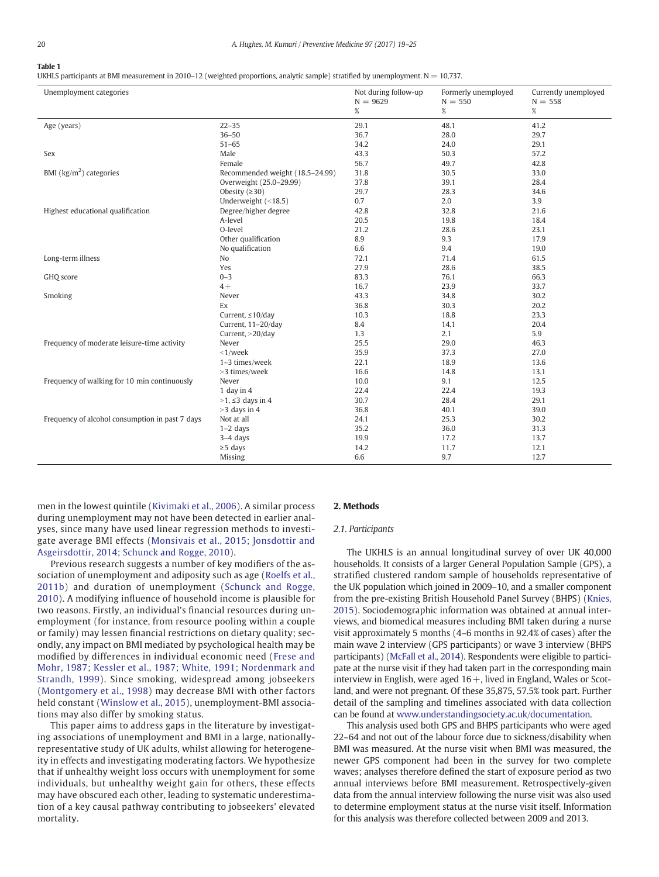**Table 1**
UKHLS participants at BMI measurement in 2010–12 (weighted proportions, analytic sample) stratified by unemployment. N = 10,737.

| Unemployment categories | | Not during follow-up N = 9629 % | Formerly unemployed N = 550 % | Currently unemployed N = 558 % |
|---|---|---|---|---|
| Age (years) | 22–35 | 29.1 | 48.1 | 41.2 |
| | 36–50 | 36.7 | 28.0 | 29.7 |
| | 51–65 | 34.2 | 24.0 | 29.1 |
| Sex | Male | 43.3 | 50.3 | 57.2 |
| | Female | 56.7 | 49.7 | 42.8 |
| BMI ($kg/m^2$) categories | Recommended weight (18.5–24.99) | 31.8 | 30.5 | 33.0 |
| | Overweight (25.0–29.99) | 37.8 | 39.1 | 28.4 |
| | Obesity (≥30) | 29.7 | 28.3 | 34.6 |
| | Underweight (<18.5) | 0.7 | 2.0 | 3.9 |
| Highest educational qualification | Degree/higher degree | 42.8 | 32.8 | 21.6 |
| | A-level | 20.5 | 19.8 | 18.4 |
| | O-level | 21.2 | 28.6 | 23.1 |
| | Other qualification | 8.9 | 9.3 | 17.9 |
| | No qualification | 6.6 | 9.4 | 19.0 |
| Long-term illness | No | 72.1 | 71.4 | 61.5 |
| | Yes | 27.9 | 28.6 | 38.5 |
| GHQ score | 0–3 | 83.3 | 76.1 | 66.3 |
| | 4+ | 16.7 | 23.9 | 33.7 |
| Smoking | Never | 43.3 | 34.8 | 30.2 |
| | Ex | 36.8 | 30.3 | 20.2 |
| | Current, ≤10/day | 10.3 | 18.8 | 23.3 |
| | Current, 11–20/day | 8.4 | 14.1 | 20.4 |
| | Current, >20/day | 1.3 | 2.1 | 5.9 |
| Frequency of moderate leisure-time activity | Never | 25.5 | 29.0 | 46.3 |
| | <1/week | 35.9 | 37.3 | 27.0 |
| | 1–3 times/week | 22.1 | 18.9 | 13.6 |
| | >3 times/week | 16.6 | 14.8 | 13.1 |
| Frequency of walking for 10 min continuously | Never | 10.0 | 9.1 | 12.5 |
| | 1 day in 4 | 22.4 | 22.4 | 19.3 |
| | >1, ≤3 days in 4 | 30.7 | 28.4 | 29.1 |
| | >3 days in 4 | 36.8 | 40.1 | 39.0 |
| Frequency of alcohol consumption in past 7 days | Not at all | 24.1 | 25.3 | 30.2 |
| | 1–2 days | 35.2 | 36.0 | 31.3 |
| | 3–4 days | 19.9 | 17.2 | 13.7 |
| | ≥5 days | 14.2 | 11.7 | 12.1 |
| | Missing | 6.6 | 9.7 | 12.7 |

men in the lowest quintile (Kivimaki et al., 2006). A similar process during unemployment may not have been detected in earlier analyses, since many have used linear regression methods to investigate average BMI effects (Monsivais et al., 2015; Jonsdottir and Asgeirsdottir, 2014; Schunck and Rogge, 2010).

Previous research suggests a number of key modifiers of the association of unemployment and adiposity such as age (Roelfs et al., 2011b) and duration of unemployment (Schunck and Rogge, 2010). A modifying influence of household income is plausible for two reasons. Firstly, an individual's financial resources during unemployment (for instance, from resource pooling within a couple or family) may lessen financial restrictions on dietary quality; secondly, any impact on BMI mediated by psychological health may be modified by differences in individual economic need (Frese and Mohr, 1987; Kessler et al., 1987; White, 1991; Nordenmark and Strandh, 1999). Since smoking, widespread among jobseekers (Montgomery et al., 1998) may decrease BMI with other factors held constant (Winslow et al., 2015), unemployment-BMI associations may also differ by smoking status.

This paper aims to address gaps in the literature by investigating associations of unemployment and BMI in a large, nationally-representative study of UK adults, whilst allowing for heterogeneity in effects and investigating moderating factors. We hypothesize that if unhealthy weight loss occurs with unemployment for some individuals, but unhealthy weight gain for others, these effects may have obscured each other, leading to systematic underestimation of a key causal pathway contributing to jobseekers' elevated mortality.

## 2. Methods

### 2.1. Participants

The UKHLS is an annual longitudinal survey of over UK 40,000 households. It consists of a larger General Population Sample (GPS), a stratified clustered random sample of households representative of the UK population which joined in 2009–10, and a smaller component from the pre-existing British Household Panel Survey (BHPS) (Knies, 2015). Sociodemographic information was obtained at annual interviews, and biomedical measures including BMI taken during a nurse visit approximately 5 months (4–6 months in 92.4% of cases) after the main wave 2 interview (GPS participants) or wave 3 interview (BHPS participants) (McFall et al., 2014). Respondents were eligible to participate at the nurse visit if they had taken part in the corresponding main interview in English, were aged 16+, lived in England, Wales or Scotland, and were not pregnant. Of these 35,875, 57.5% took part. Further detail of the sampling and timelines associated with data collection can be found at www.understandingsociety.ac.uk/documentation.

This analysis used both GPS and BHPS participants who were aged 22–64 and not out of the labour force due to sickness/disability when BMI was measured. At the nurse visit when BMI was measured, the newer GPS component had been in the survey for two complete waves; analyses therefore defined the start of exposure period as two annual interviews before BMI measurement. Retrospectively-given data from the annual interview following the nurse visit was also used to determine employment status at the nurse visit itself. Information for this analysis was therefore collected between 2009 and 2013.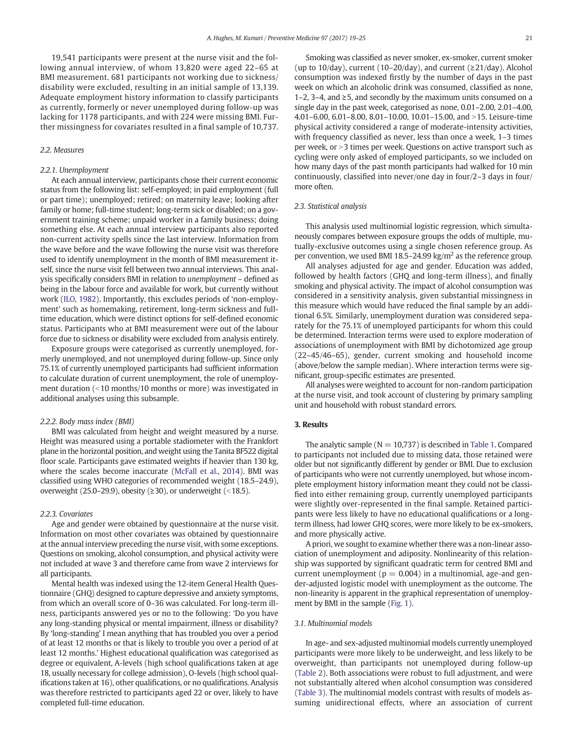19,541 participants were present at the nurse visit and the following annual interview, of whom 13,820 were aged 22–65 at BMI measurement. 681 participants not working due to sickness/disability were excluded, resulting in an initial sample of 13,139. Adequate employment history information to classify participants as currently, formerly or never unemployed during follow-up was lacking for 1178 participants, and with 224 were missing BMI. Further missingness for covariates resulted in a final sample of 10,737.

### 2.2. Measures

#### 2.2.1. Unemployment

At each annual interview, participants chose their current economic status from the following list: self-employed; in paid employment (full or part time); unemployed; retired; on maternity leave; looking after family or home; full-time student; long-term sick or disabled; on a government training scheme; unpaid worker in a family business; doing something else. At each annual interview participants also reported non-current activity spells since the last interview. Information from the wave before and the wave following the nurse visit was therefore used to identify unemployment in the month of BMI measurement itself, since the nurse visit fell between two annual interviews. This analysis specifically considers BMI in relation to *unemployment* – defined as being in the labour force and available for work, but currently without work (ILO, 1982). Importantly, this excludes periods of 'non-employment' such as homemaking, retirement, long-term sickness and full-time education, which were distinct options for self-defined economic status. Participants who at BMI measurement were out of the labour force due to sickness or disability were excluded from analysis entirely.

Exposure groups were categorised as currently unemployed, formerly unemployed, and not unemployed during follow-up. Since only 75.1% of currently unemployed participants had sufficient information to calculate duration of current unemployment, the role of unemployment duration (<10 months/10 months or more) was investigated in additional analyses using this subsample.

#### 2.2.2. Body mass index (BMI)

BMI was calculated from height and weight measured by a nurse. Height was measured using a portable stadiometer with the Frankfort plane in the horizontal position, and weight using the Tanita BF522 digital floor scale. Participants gave estimated weights if heavier than 130 kg, where the scales become inaccurate (McFall et al., 2014). BMI was classified using WHO categories of recommended weight (18.5–24.9), overweight (25.0–29.9), obesity (≥30), or underweight (<18.5).

#### 2.2.3. Covariates

Age and gender were obtained by questionnaire at the nurse visit. Information on most other covariates was obtained by questionnaire at the annual interview preceding the nurse visit, with some exceptions. Questions on smoking, alcohol consumption, and physical activity were not included at wave 3 and therefore came from wave 2 interviews for all participants.

Mental health was indexed using the 12-item General Health Questionnaire (GHQ) designed to capture depressive and anxiety symptoms, from which an overall score of 0–36 was calculated. For long-term illness, participants answered yes or no to the following: 'Do you have any long-standing physical or mental impairment, illness or disability? By 'long-standing' I mean anything that has troubled you over a period of at least 12 months or that is likely to trouble you over a period of at least 12 months.' Highest educational qualification was categorised as degree or equivalent, A-levels (high school qualifications taken at age 18, usually necessary for college admission), O-levels (high school qualifications taken at 16), other qualifications, or no qualifications. Analysis was therefore restricted to participants aged 22 or over, likely to have completed full-time education.

Smoking was classified as never smoker, ex-smoker, current smoker (up to 10/day), current (10–20/day), and current (≥21/day). Alcohol consumption was indexed firstly by the number of days in the past week on which an alcoholic drink was consumed, classified as none, 1–2, 3–4, and ≥5, and secondly by the maximum units consumed on a single day in the past week, categorised as none, 0.01–2.00, 2.01–4.00, 4.01–6.00, 6.01–8.00, 8.01–10.00, 10.01–15.00, and >15. Leisure-time physical activity considered a range of moderate-intensity activities, with frequency classified as never, less than once a week, 1–3 times per week, or >3 times per week. Questions on active transport such as cycling were only asked of employed participants, so we included on how many days of the past month participants had walked for 10 min continuously, classified into never/one day in four/2–3 days in four/more often.

### 2.3. Statistical analysis

This analysis used multinomial logistic regression, which simultaneously compares between exposure groups the odds of multiple, mutually-exclusive outcomes using a single chosen reference group. As per convention, we used BMI 18.5–24.99 kg/m$^2$ as the reference group.

All analyses adjusted for age and gender. Education was added, followed by health factors (GHQ and long-term illness), and finally smoking and physical activity. The impact of alcohol consumption was considered in a sensitivity analysis, given substantial missingness in this measure which would have reduced the final sample by an additional 6.5%. Similarly, unemployment duration was considered separately for the 75.1% of unemployed participants for whom this could be determined. Interaction terms were used to explore moderation of associations of unemployment with BMI by dichotomized age group (22–45/46–65), gender, current smoking and household income (above/below the sample median). Where interaction terms were significant, group-specific estimates are presented.

All analyses were weighted to account for non-random participation at the nurse visit, and took account of clustering by primary sampling unit and household with robust standard errors.

## 3. Results

The analytic sample ($N = 10,737$) is described in Table 1. Compared to participants not included due to missing data, those retained were older but not significantly different by gender or BMI. Due to exclusion of participants who were not currently unemployed, but whose incomplete employment history information meant they could not be classified into either remaining group, currently unemployed participants were slightly over-represented in the final sample. Retained participants were less likely to have no educational qualifications or a long-term illness, had lower GHQ scores, were more likely to be ex-smokers, and more physically active.

A priori, we sought to examine whether there was a non-linear association of unemployment and adiposity. Nonlinearity of this relationship was supported by significant quadratic term for centred BMI and current unemployment ($p = 0.004$) in a multinomial, age-and gender-adjusted logistic model with unemployment as the outcome. The non-linearity is apparent in the graphical representation of unemployment by BMI in the sample (Fig. 1).

### 3.1. Multinomial models

In age- and sex-adjusted multinomial models currently unemployed participants were more likely to be underweight, and less likely to be overweight, than participants not unemployed during follow-up (Table 2). Both associations were robust to full adjustment, and were not substantially altered when alcohol consumption was considered (Table 3). The multinomial models contrast with results of models assuming unidirectional effects, where an association of current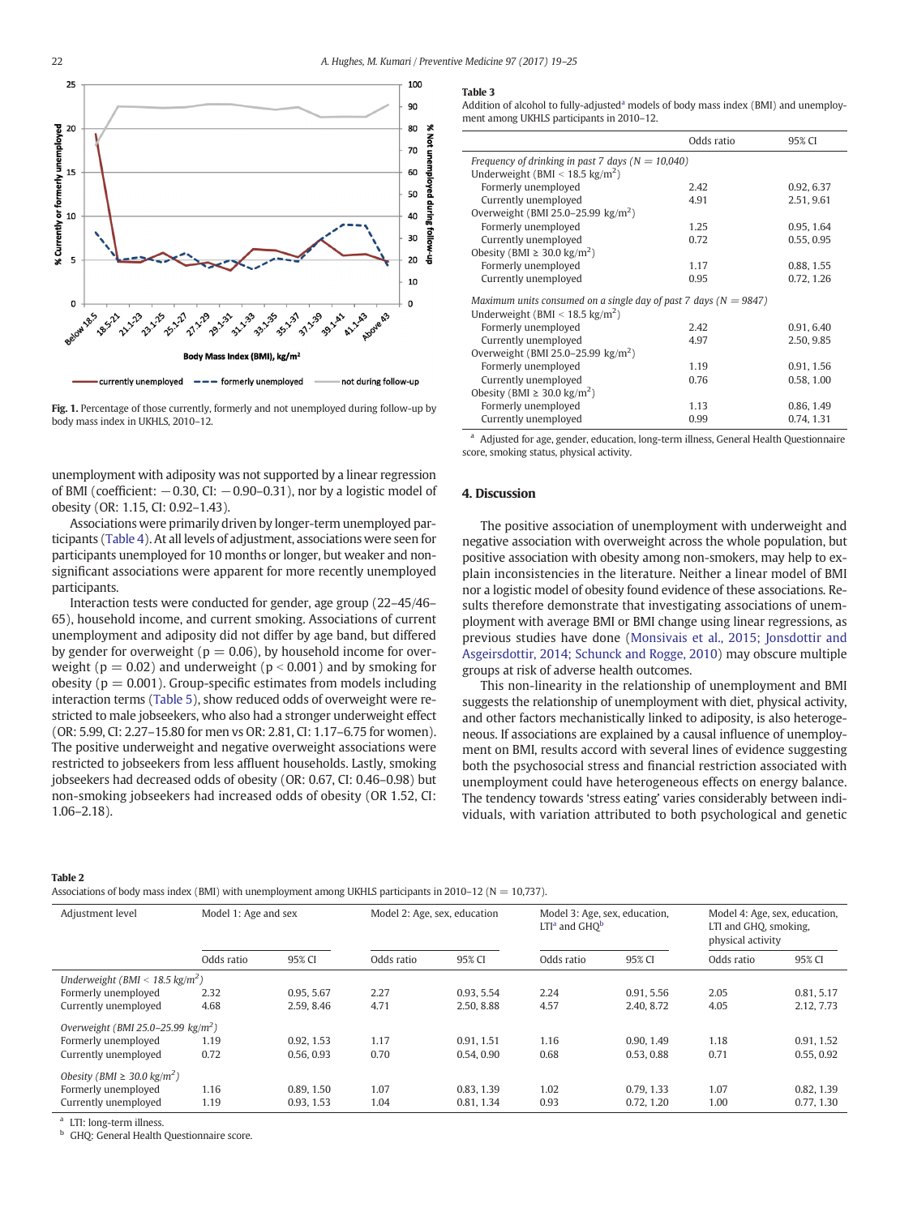Fig. 1. Percentage of those currently, formerly and not unemployed during follow-up by body mass index in UKHLS, 2010–12.

**Table 3**

Addition of alcohol to fully-adjusted[a] models of body mass index (BMI) and unemployment among UKHLS participants in 2010–12.

| | Odds ratio | 95% CI |
|---|---|---|
| *Frequency of drinking in past 7 days (N = 10,040)* | | |
| Underweight (BMI < 18.5 kg/m$^2$) | | |
| Formerly unemployed | 2.42 | 0.92, 6.37 |
| Currently unemployed | 4.91 | 2.51, 9.61 |
| Overweight (BMI 25.0–25.99 kg/m$^2$) | | |
| Formerly unemployed | 1.25 | 0.95, 1.64 |
| Currently unemployed | 0.72 | 0.55, 0.95 |
| Obesity (BMI ≥ 30.0 kg/m$^2$) | | |
| Formerly unemployed | 1.17 | 0.88, 1.55 |
| Currently unemployed | 0.95 | 0.72, 1.26 |
| *Maximum units consumed on a single day of past 7 days (N = 9847)* | | |
| Underweight (BMI < 18.5 kg/m$^2$) | | |
| Formerly unemployed | 2.42 | 0.91, 6.40 |
| Currently unemployed | 4.97 | 2.50, 9.85 |
| Overweight (BMI 25.0–25.99 kg/m$^2$) | | |
| Formerly unemployed | 1.19 | 0.91, 1.56 |
| Currently unemployed | 0.76 | 0.58, 1.00 |
| Obesity (BMI ≥ 30.0 kg/m$^2$) | | |
| Formerly unemployed | 1.13 | 0.86, 1.49 |
| Currently unemployed | 0.99 | 0.74, 1.31 |

[a] Adjusted for age, gender, education, long-term illness, General Health Questionnaire score, smoking status, physical activity.

unemployment with adiposity was not supported by a linear regression of BMI (coefficient: −0.30, CI: −0.90–0.31), nor by a logistic model of obesity (OR: 1.15, CI: 0.92–1.43).

Associations were primarily driven by longer-term unemployed participants (Table 4). At all levels of adjustment, associations were seen for participants unemployed for 10 months or longer, but weaker and non-significant associations were apparent for more recently unemployed participants.

Interaction tests were conducted for gender, age group (22–45/46–65), household income, and current smoking. Associations of current unemployment and adiposity did not differ by age band, but differed by gender for overweight ($p = 0.06$), by household income for overweight ($p = 0.02$) and underweight ($p < 0.001$) and by smoking for obesity ($p = 0.001$). Group-specific estimates from models including interaction terms (Table 5), show reduced odds of overweight were restricted to male jobseekers, who also had a stronger underweight effect (OR: 5.99, CI: 2.27–15.80 for men vs OR: 2.81, CI: 1.17–6.75 for women). The positive underweight and negative overweight associations were restricted to jobseekers from less affluent households. Lastly, smoking jobseekers had decreased odds of obesity (OR: 0.67, CI: 0.46–0.98) but non-smoking jobseekers had increased odds of obesity (OR 1.52, CI: 1.06–2.18).

## 4. Discussion

The positive association of unemployment with underweight and negative association with overweight across the whole population, but positive association with obesity among non-smokers, may help to explain inconsistencies in the literature. Neither a linear model of BMI nor a logistic model of obesity found evidence of these associations. Results therefore demonstrate that investigating associations of unemployment with average BMI or BMI change using linear regressions, as previous studies have done (Monsivais et al., 2015; Jonsdottir and Asgeirsdottir, 2014; Schunck and Rogge, 2010) may obscure multiple groups at risk of adverse health outcomes.

This non-linearity in the relationship of unemployment and BMI suggests the relationship of unemployment with diet, physical activity, and other factors mechanistically linked to adiposity, is also heterogeneous. If associations are explained by a causal influence of unemployment on BMI, results accord with several lines of evidence suggesting both the psychosocial stress and financial restriction associated with unemployment could have heterogeneous effects on energy balance. The tendency towards 'stress eating' varies considerably between individuals, with variation attributed to both psychological and genetic

**Table 2**

Associations of body mass index (BMI) with unemployment among UKHLS participants in 2010–12 (N = 10,737).

| Adjustment level | Model 1: Age and sex | | Model 2: Age, sex, education | | Model 3: Age, sex, education, LTI[a] and GHQ[b] | | Model 4: Age, sex, education, LTI and GHQ, smoking, physical activity | |
|---|---|---|---|---|---|---|---|---|
| | Odds ratio | 95% CI | Odds ratio | 95% CI | Odds ratio | 95% CI | Odds ratio | 95% CI |
| *Underweight (BMI < 18.5 kg/m$^2$)* | | | | | | | | |
| Formerly unemployed | 2.32 | 0.95, 5.67 | 2.27 | 0.93, 5.54 | 2.24 | 0.91, 5.56 | 2.05 | 0.81, 5.17 |
| Currently unemployed | 4.68 | 2.59, 8.46 | 4.71 | 2.50, 8.88 | 4.57 | 2.40, 8.72 | 4.05 | 2.12, 7.73 |
| *Overweight (BMI 25.0–25.99 kg/m$^2$)* | | | | | | | | |
| Formerly unemployed | 1.19 | 0.92, 1.53 | 1.17 | 0.91, 1.51 | 1.16 | 0.90, 1.49 | 1.18 | 0.91, 1.52 |
| Currently unemployed | 0.72 | 0.56, 0.93 | 0.70 | 0.54, 0.90 | 0.68 | 0.53, 0.88 | 0.71 | 0.55, 0.92 |
| *Obesity (BMI ≥ 30.0 kg/m$^2$)* | | | | | | | | |
| Formerly unemployed | 1.16 | 0.89, 1.50 | 1.07 | 0.83, 1.39 | 1.02 | 0.79, 1.33 | 1.07 | 0.82, 1.39 |
| Currently unemployed | 1.19 | 0.93, 1.53 | 1.04 | 0.81, 1.34 | 0.93 | 0.72, 1.20 | 1.00 | 0.77, 1.30 |

[a] LTI: long-term illness.

[b] GHQ: General Health Questionnaire score.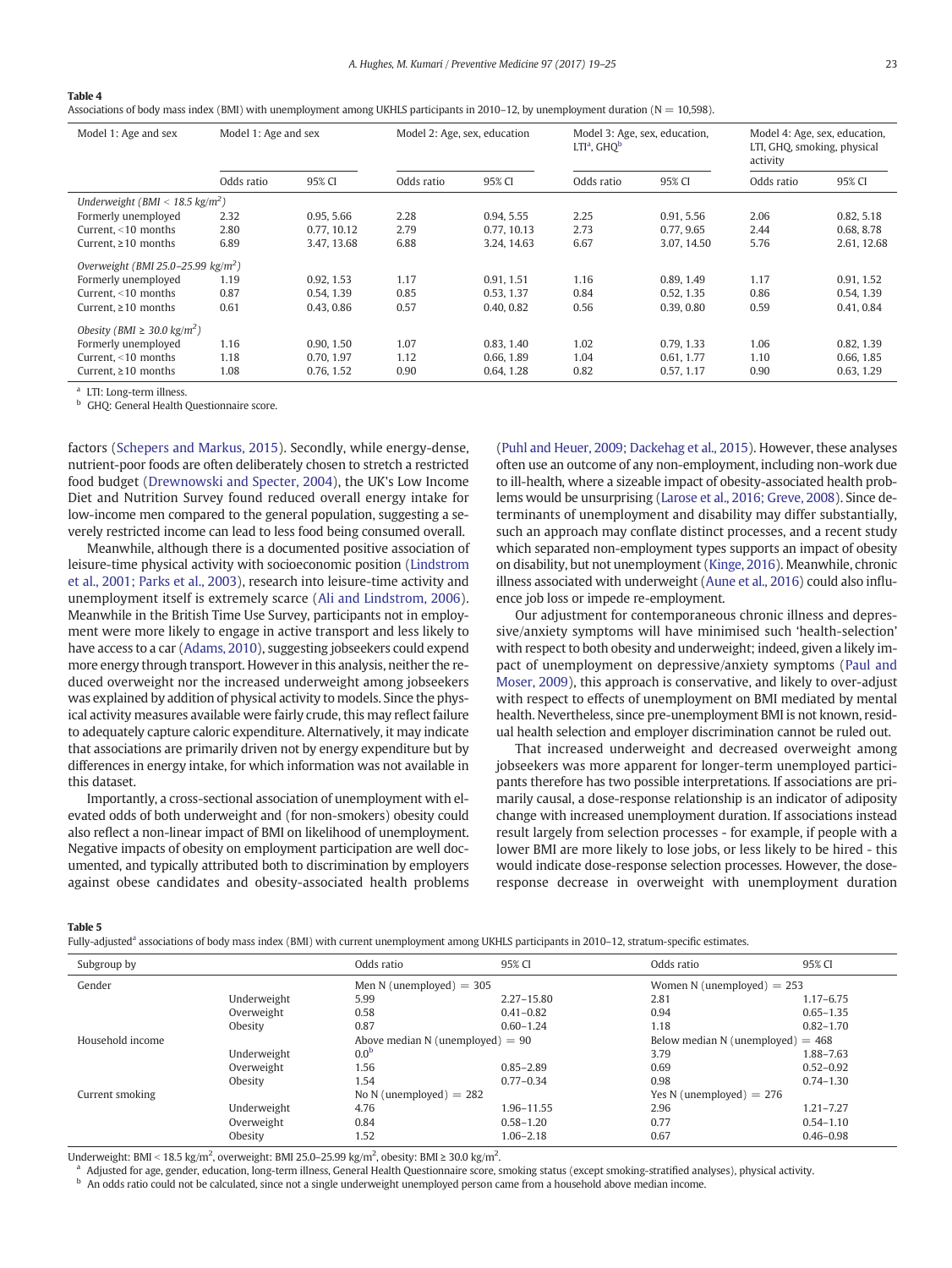**Table 4**
Associations of body mass index (BMI) with unemployment among UKHLS participants in 2010–12, by unemployment duration (N = 10,598).

| Model 1: Age and sex | Model 1: Age and sex | | Model 2: Age, sex, education | | Model 3: Age, sex, education, LTI[a], GHQ[b] | | Model 4: Age, sex, education, LTI, GHQ, smoking, physical activity | |
|---|---|---|---|---|---|---|---|---|
| | Odds ratio | 95% CI | Odds ratio | 95% CI | Odds ratio | 95% CI | Odds ratio | 95% CI |
| *Underweight (BMI < 18.5 kg/m²)* | | | | | | | | |
| Formerly unemployed | 2.32 | 0.95, 5.66 | 2.28 | 0.94, 5.55 | 2.25 | 0.91, 5.56 | 2.06 | 0.82, 5.18 |
| Current, <10 months | 2.80 | 0.77, 10.12 | 2.79 | 0.77, 10.13 | 2.73 | 0.77, 9.65 | 2.44 | 0.68, 8.78 |
| Current, ≥10 months | 6.89 | 3.47, 13.68 | 6.88 | 3.24, 14.63 | 6.67 | 3.07, 14.50 | 5.76 | 2.61, 12.68 |
| *Overweight (BMI 25.0–25.99 kg/m²)* | | | | | | | | |
| Formerly unemployed | 1.19 | 0.92, 1.53 | 1.17 | 0.91, 1.51 | 1.16 | 0.89, 1.49 | 1.17 | 0.91, 1.52 |
| Current, <10 months | 0.87 | 0.54, 1.39 | 0.85 | 0.53, 1.37 | 0.84 | 0.52, 1.35 | 0.86 | 0.54, 1.39 |
| Current, ≥10 months | 0.61 | 0.43, 0.86 | 0.57 | 0.40, 0.82 | 0.56 | 0.39, 0.80 | 0.59 | 0.41, 0.84 |
| *Obesity (BMI ≥ 30.0 kg/m²)* | | | | | | | | |
| Formerly unemployed | 1.16 | 0.90, 1.50 | 1.07 | 0.83, 1.40 | 1.02 | 0.79, 1.33 | 1.06 | 0.82, 1.39 |
| Current, <10 months | 1.18 | 0.70, 1.97 | 1.12 | 0.66, 1.89 | 1.04 | 0.61, 1.77 | 1.10 | 0.66, 1.85 |
| Current, ≥10 months | 1.08 | 0.76, 1.52 | 0.90 | 0.64, 1.28 | 0.82 | 0.57, 1.17 | 0.90 | 0.63, 1.29 |

[a] LTI: Long-term illness.
[b] GHQ: General Health Questionnaire score.

factors (Schepers and Markus, 2015). Secondly, while energy-dense, nutrient-poor foods are often deliberately chosen to stretch a restricted food budget (Drewnowski and Specter, 2004), the UK's Low Income Diet and Nutrition Survey found reduced overall energy intake for low-income men compared to the general population, suggesting a severely restricted income can lead to less food being consumed overall.

Meanwhile, although there is a documented positive association of leisure-time physical activity with socioeconomic position (Lindstrom et al., 2001; Parks et al., 2003), research into leisure-time activity and unemployment itself is extremely scarce (Ali and Lindstrom, 2006). Meanwhile in the British Time Use Survey, participants not in employment were more likely to engage in active transport and less likely to have access to a car (Adams, 2010), suggesting jobseekers could expend more energy through transport. However in this analysis, neither the reduced overweight nor the increased underweight among jobseekers was explained by addition of physical activity to models. Since the physical activity measures available were fairly crude, this may reflect failure to adequately capture caloric expenditure. Alternatively, it may indicate that associations are primarily driven not by energy expenditure but by differences in energy intake, for which information was not available in this dataset.

Importantly, a cross-sectional association of unemployment with elevated odds of both underweight and (for non-smokers) obesity could also reflect a non-linear impact of BMI on likelihood of unemployment. Negative impacts of obesity on employment participation are well documented, and typically attributed both to discrimination by employers against obese candidates and obesity-associated health problems (Puhl and Heuer, 2009; Dackehag et al., 2015). However, these analyses often use an outcome of any non-employment, including non-work due to ill-health, where a sizeable impact of obesity-associated health problems would be unsurprising (Larose et al., 2016; Greve, 2008). Since determinants of unemployment and disability may differ substantially, such an approach may conflate distinct processes, and a recent study which separated non-employment types supports an impact of obesity on disability, but not unemployment (Kinge, 2016). Meanwhile, chronic illness associated with underweight (Aune et al., 2016) could also influence job loss or impede re-employment.

Our adjustment for contemporaneous chronic illness and depressive/anxiety symptoms will have minimised such 'health-selection' with respect to both obesity and underweight; indeed, given a likely impact of unemployment on depressive/anxiety symptoms (Paul and Moser, 2009), this approach is conservative, and likely to over-adjust with respect to effects of unemployment on BMI mediated by mental health. Nevertheless, since pre-unemployment BMI is not known, residual health selection and employer discrimination cannot be ruled out.

That increased underweight and decreased overweight among jobseekers was more apparent for longer-term unemployed participants therefore has two possible interpretations. If associations are primarily causal, a dose-response relationship is an indicator of adiposity change with increased unemployment duration. If associations instead result largely from selection processes - for example, if people with a lower BMI are more likely to lose jobs, or less likely to be hired - this would indicate dose-response selection processes. However, the dose-response decrease in overweight with unemployment duration

**Table 5**
Fully-adjusted[a] associations of body mass index (BMI) with current unemployment among UKHLS participants in 2010–12, stratum-specific estimates.

| Subgroup by | | Odds ratio | 95% CI | Odds ratio | 95% CI |
|---|---|---|---|---|---|
| Gender | | Men N (unemployed) = 305 | | Women N (unemployed) = 253 | |
| | Underweight | 5.99 | 2.27–15.80 | 2.81 | 1.17–6.75 |
| | Overweight | 0.58 | 0.41–0.82 | 0.94 | 0.65–1.35 |
| | Obesity | 0.87 | 0.60–1.24 | 1.18 | 0.82–1.70 |
| Household income | | Above median N (unemployed) = 90 | | Below median N (unemployed) = 468 | |
| | Underweight | 0.0[b] | | 3.79 | 1.88–7.63 |
| | Overweight | 1.56 | 0.85–2.89 | 0.69 | 0.52–0.92 |
| | Obesity | 1.54 | 0.77–0.34 | 0.98 | 0.74–1.30 |
| Current smoking | | No N (unemployed) = 282 | | Yes N (unemployed) = 276 | |
| | Underweight | 4.76 | 1.96–11.55 | 2.96 | 1.21–7.27 |
| | Overweight | 0.84 | 0.58–1.20 | 0.77 | 0.54–1.10 |
| | Obesity | 1.52 | 1.06–2.18 | 0.67 | 0.46–0.98 |

Underweight: BMI < 18.5 kg/m², overweight: BMI 25.0–25.99 kg/m², obesity: BMI ≥ 30.0 kg/m².
[a] Adjusted for age, gender, education, long-term illness, General Health Questionnaire score, smoking status (except smoking-stratified analyses), physical activity.
[b] An odds ratio could not be calculated, since not a single underweight unemployed person came from a household above median income.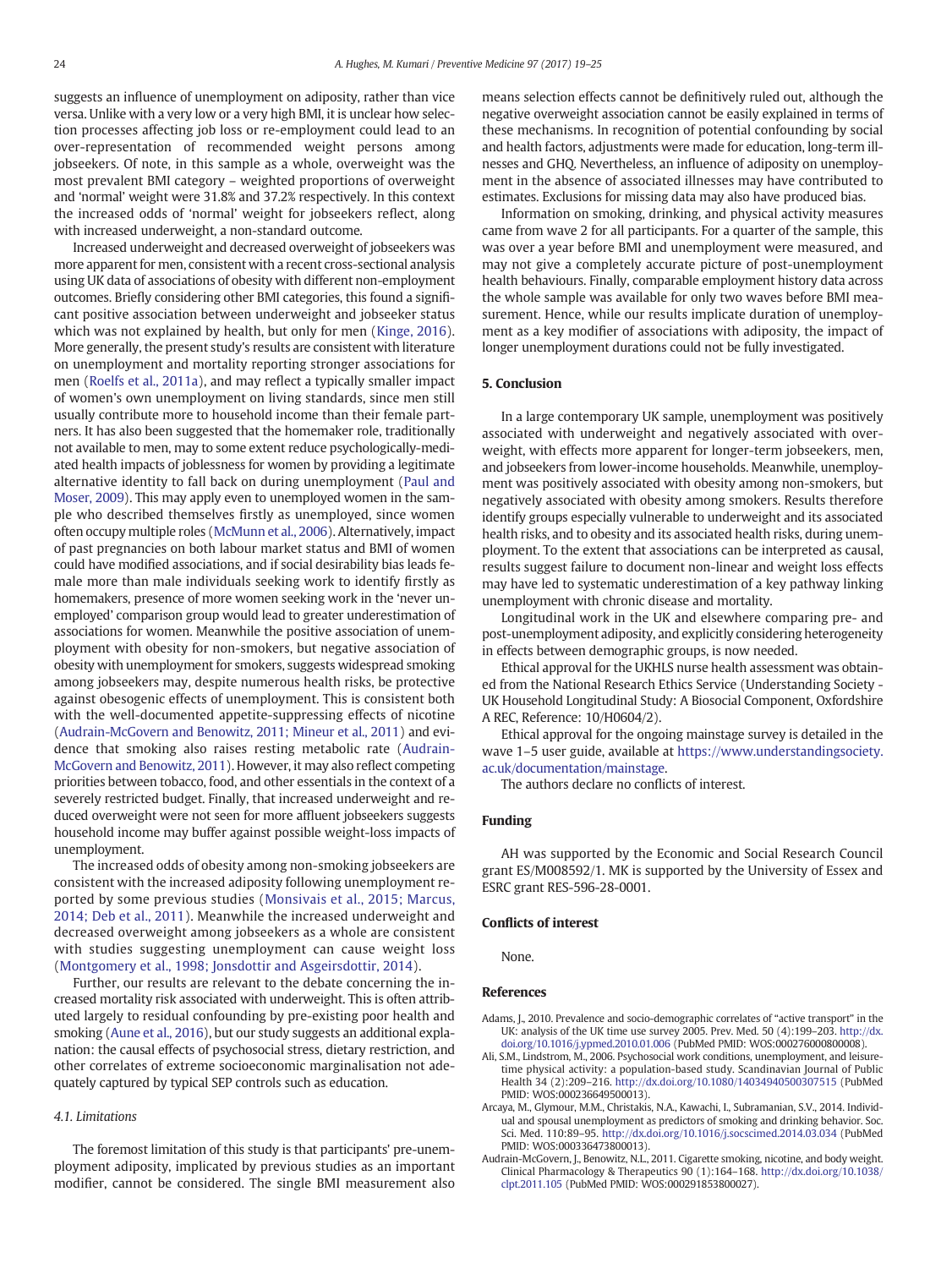suggests an influence of unemployment on adiposity, rather than vice versa. Unlike with a very low or a very high BMI, it is unclear how selection processes affecting job loss or re-employment could lead to an over-representation of recommended weight persons among jobseekers. Of note, in this sample as a whole, overweight was the most prevalent BMI category – weighted proportions of overweight and 'normal' weight were 31.8% and 37.2% respectively. In this context the increased odds of 'normal' weight for jobseekers reflect, along with increased underweight, a non-standard outcome.

Increased underweight and decreased overweight of jobseekers was more apparent for men, consistent with a recent cross-sectional analysis using UK data of associations of obesity with different non-employment outcomes. Briefly considering other BMI categories, this found a significant positive association between underweight and jobseeker status which was not explained by health, but only for men (Kinge, 2016). More generally, the present study's results are consistent with literature on unemployment and mortality reporting stronger associations for men (Roelfs et al., 2011a), and may reflect a typically smaller impact of women's own unemployment on living standards, since men still usually contribute more to household income than their female partners. It has also been suggested that the homemaker role, traditionally not available to men, may to some extent reduce psychologically-mediated health impacts of joblessness for women by providing a legitimate alternative identity to fall back on during unemployment (Paul and Moser, 2009). This may apply even to unemployed women in the sample who described themselves firstly as unemployed, since women often occupy multiple roles (McMunn et al., 2006). Alternatively, impact of past pregnancies on both labour market status and BMI of women could have modified associations, and if social desirability bias leads female more than male individuals seeking work to identify firstly as homemakers, presence of more women seeking work in the 'never unemployed' comparison group would lead to greater underestimation of associations for women. Meanwhile the positive association of unemployment with obesity for non-smokers, but negative association of obesity with unemployment for smokers, suggests widespread smoking among jobseekers may, despite numerous health risks, be protective against obesogenic effects of unemployment. This is consistent both with the well-documented appetite-suppressing effects of nicotine (Audrain-McGovern and Benowitz, 2011; Mineur et al., 2011) and evidence that smoking also raises resting metabolic rate (Audrain-McGovern and Benowitz, 2011). However, it may also reflect competing priorities between tobacco, food, and other essentials in the context of a severely restricted budget. Finally, that increased underweight and reduced overweight were not seen for more affluent jobseekers suggests household income may buffer against possible weight-loss impacts of unemployment.

The increased odds of obesity among non-smoking jobseekers are consistent with the increased adiposity following unemployment reported by some previous studies (Monsivais et al., 2015; Marcus, 2014; Deb et al., 2011). Meanwhile the increased underweight and decreased overweight among jobseekers as a whole are consistent with studies suggesting unemployment can cause weight loss (Montgomery et al., 1998; Jonsdottir and Asgeirsdottir, 2014).

Further, our results are relevant to the debate concerning the increased mortality risk associated with underweight. This is often attributed largely to residual confounding by pre-existing poor health and smoking (Aune et al., 2016), but our study suggests an additional explanation: the causal effects of psychosocial stress, dietary restriction, and other correlates of extreme socioeconomic marginalisation not adequately captured by typical SEP controls such as education.

### 4.1. Limitations

The foremost limitation of this study is that participants' pre-unemployment adiposity, implicated by previous studies as an important modifier, cannot be considered. The single BMI measurement also means selection effects cannot be definitively ruled out, although the negative overweight association cannot be easily explained in terms of these mechanisms. In recognition of potential confounding by social and health factors, adjustments were made for education, long-term illnesses and GHQ. Nevertheless, an influence of adiposity on unemployment in the absence of associated illnesses may have contributed to estimates. Exclusions for missing data may also have produced bias.

Information on smoking, drinking, and physical activity measures came from wave 2 for all participants. For a quarter of the sample, this was over a year before BMI and unemployment were measured, and may not give a completely accurate picture of post-unemployment health behaviours. Finally, comparable employment history data across the whole sample was available for only two waves before BMI measurement. Hence, while our results implicate duration of unemployment as a key modifier of associations with adiposity, the impact of longer unemployment durations could not be fully investigated.

## 5. Conclusion

In a large contemporary UK sample, unemployment was positively associated with underweight and negatively associated with overweight, with effects more apparent for longer-term jobseekers, men, and jobseekers from lower-income households. Meanwhile, unemployment was positively associated with obesity among non-smokers, but negatively associated with obesity among smokers. Results therefore identify groups especially vulnerable to underweight and its associated health risks, and to obesity and its associated health risks, during unemployment. To the extent that associations can be interpreted as causal, results suggest failure to document non-linear and weight loss effects may have led to systematic underestimation of a key pathway linking unemployment with chronic disease and mortality.

Longitudinal work in the UK and elsewhere comparing pre- and post-unemployment adiposity, and explicitly considering heterogeneity in effects between demographic groups, is now needed.

Ethical approval for the UKHLS nurse health assessment was obtained from the National Research Ethics Service (Understanding Society - UK Household Longitudinal Study: A Biosocial Component, Oxfordshire A REC, Reference: 10/H0604/2).

Ethical approval for the ongoing mainstage survey is detailed in the wave 1–5 user guide, available at https://www.understandingsociety.ac.uk/documentation/mainstage.

The authors declare no conflicts of interest.

## Funding

AH was supported by the Economic and Social Research Council grant ES/M008592/1. MK is supported by the University of Essex and ESRC grant RES-596-28-0001.

## Conflicts of interest

None.

## References

Adams, J., 2010. Prevalence and socio-demographic correlates of "active transport" in the UK: analysis of the UK time use survey 2005. Prev. Med. 50 (4):199–203. http://dx.doi.org/10.1016/j.ypmed.2010.01.006 (PubMed PMID: WOS:000276000800008).

Ali, S.M., Lindstrom, M., 2006. Psychosocial work conditions, unemployment, and leisure-time physical activity: a population-based study. Scandinavian Journal of Public Health 34 (2):209–216. http://dx.doi.org/10.1080/14034940500307515 (PubMed PMID: WOS:000236649500013).

Arcaya, M., Glymour, M.M., Christakis, N.A., Kawachi, I., Subramanian, S.V., 2014. Individual and spousal unemployment as predictors of smoking and drinking behavior. Soc. Sci. Med. 110:89–95. http://dx.doi.org/10.1016/j.socscimed.2014.03.034 (PubMed PMID: WOS:000336473800013).

Audrain-McGovern, J., Benowitz, N.L., 2011. Cigarette smoking, nicotine, and body weight. Clinical Pharmacology & Therapeutics 90 (1):164–168. http://dx.doi.org/10.1038/clpt.2011.105 (PubMed PMID: WOS:000291853800027).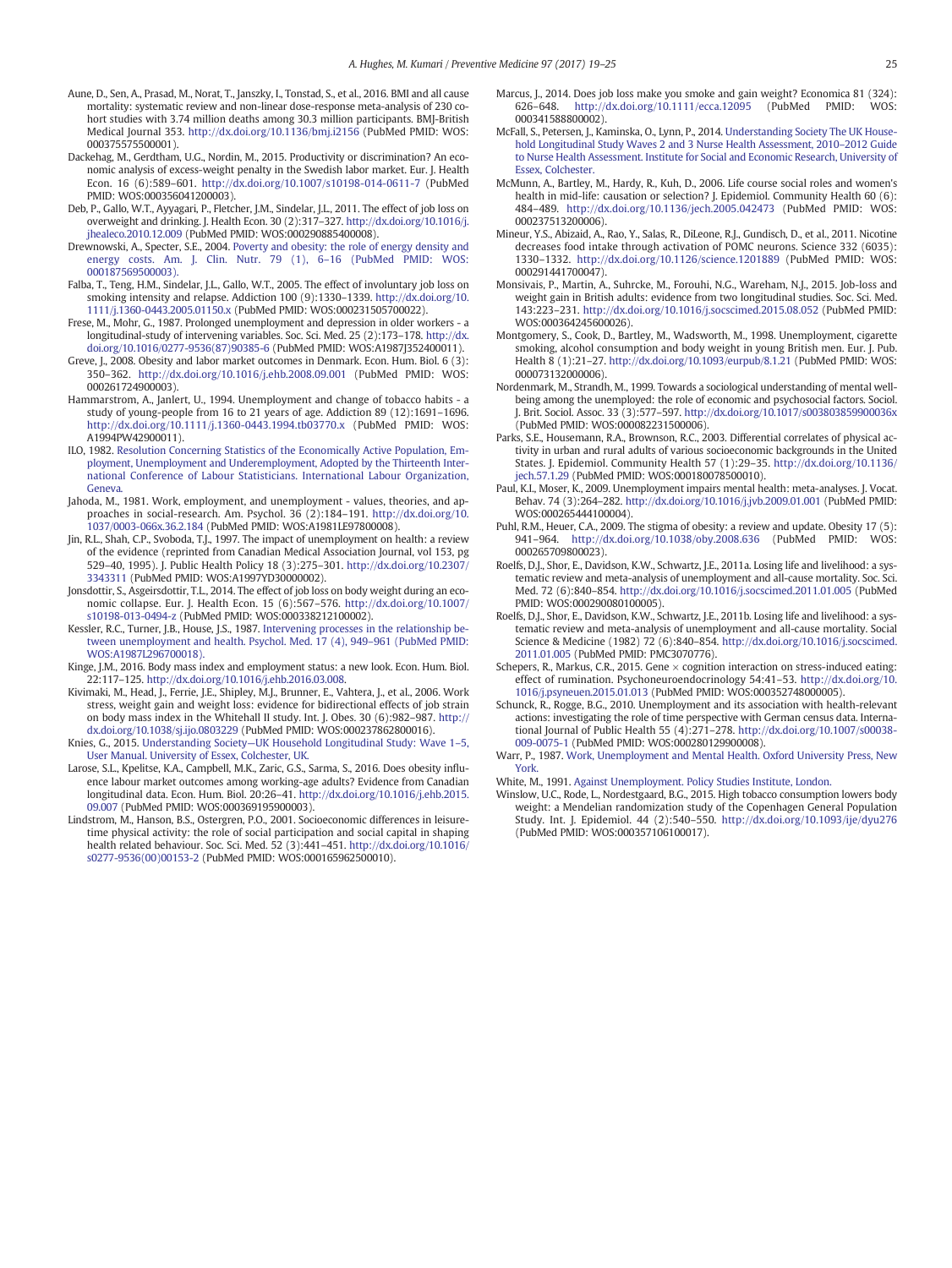Aune, D., Sen, A., Prasad, M., Norat, T., Janszky, I., Tonstad, S., et al., 2016. BMI and all cause mortality: systematic review and non-linear dose-response meta-analysis of 230 cohort studies with 3.74 million deaths among 30.3 million participants. BMJ-British Medical Journal 353. http://dx.doi.org/10.1136/bmj.i2156 (PubMed PMID: WOS: 000375575500001).

Dackehag, M., Gerdtham, U.G., Nordin, M., 2015. Productivity or discrimination? An economic analysis of excess-weight penalty in the Swedish labor market. Eur. J. Health Econ. 16 (6):589–601. http://dx.doi.org/10.1007/s10198-014-0611-7 (PubMed PMID: WOS:000356041200003).

Deb, P., Gallo, W.T., Ayyagari, P., Fletcher, J.M., Sindelar, J.L., 2011. The effect of job loss on overweight and drinking. J. Health Econ. 30 (2):317–327. http://dx.doi.org/10.1016/j.jhealeco.2010.12.009 (PubMed PMID: WOS:000290885400008).

Drewnowski, A., Specter, S.E., 2004. Poverty and obesity: the role of energy density and energy costs. Am. J. Clin. Nutr. 79 (1), 6–16 (PubMed PMID: WOS: 000187569500003).

Falba, T., Teng, H.M., Sindelar, J.L., Gallo, W.T., 2005. The effect of involuntary job loss on smoking intensity and relapse. Addiction 100 (9):1330–1339. http://dx.doi.org/10.1111/j.1360-0443.2005.01150.x (PubMed PMID: WOS:000231505700022).

Frese, M., Mohr, G., 1987. Prolonged unemployment and depression in older workers - a longitudinal-study of intervening variables. Soc. Sci. Med. 25 (2):173–178. http://dx.doi.org/10.1016/0277-9536(87)90385-6 (PubMed PMID: WOS:A1987J352400011).

Greve, J., 2008. Obesity and labor market outcomes in Denmark. Econ. Hum. Biol. 6 (3): 350–362. http://dx.doi.org/10.1016/j.ehb.2008.09.001 (PubMed PMID: WOS: 000261724900003).

Hammarstrom, A., Janlert, U., 1994. Unemployment and change of tobacco habits - a study of young-people from 16 to 21 years of age. Addiction 89 (12):1691–1696. http://dx.doi.org/10.1111/j.1360-0443.1994.tb03770.x (PubMed PMID: WOS: A1994PW42900011).

ILO, 1982. Resolution Concerning Statistics of the Economically Active Population, Employment, Unemployment and Underemployment, Adopted by the Thirteenth International Conference of Labour Statisticians. International Labour Organization, Geneva.

Jahoda, M., 1981. Work, employment, and unemployment - values, theories, and approaches in social-research. Am. Psychol. 36 (2):184–191. http://dx.doi.org/10.1037/0003-066x.36.2.184 (PubMed PMID: WOS:A1981LE97800008).

Jin, R.L., Shah, C.P., Svoboda, T.J., 1997. The impact of unemployment on health: a review of the evidence (reprinted from Canadian Medical Association Journal, vol 153, pg 529–40, 1995). J. Public Health Policy 18 (3):275–301. http://dx.doi.org/10.2307/3343311 (PubMed PMID: WOS:A1997YD30000002).

Jonsdottir, S., Asgeirsdottir, T.L., 2014. The effect of job loss on body weight during an economic collapse. Eur. J. Health Econ. 15 (6):567–576. http://dx.doi.org/10.1007/s10198-013-0494-z (PubMed PMID: WOS:000338212100002).

Kessler, R.C., Turner, J.B., House, J.S., 1987. Intervening processes in the relationship between unemployment and health. Psychol. Med. 17 (4), 949–961 (PubMed PMID: WOS:A1987L296700018).

Kinge, J.M., 2016. Body mass index and employment status: a new look. Econ. Hum. Biol. 22:117–125. http://dx.doi.org/10.1016/j.ehb.2016.03.008.

Kivimaki, M., Head, J., Ferrie, J.E., Shipley, M.J., Brunner, E., Vahtera, J., et al., 2006. Work stress, weight gain and weight loss: evidence for bidirectional effects of job strain on body mass index in the Whitehall II study. Int. J. Obes. 30 (6):982–987. http://dx.doi.org/10.1038/sj.ijo.0803229 (PubMed PMID: WOS:000237862800016).

Knies, G., 2015. Understanding Society—UK Household Longitudinal Study: Wave 1–5, User Manual. University of Essex, Colchester, UK.

Larose, S.L., Kpelitse, K.A., Campbell, M.K., Zaric, G.S., Sarma, S., 2016. Does obesity influence labour market outcomes among working-age adults? Evidence from Canadian longitudinal data. Econ. Hum. Biol. 20:26–41. http://dx.doi.org/10.1016/j.ehb.2015.09.007 (PubMed PMID: WOS:000369195900003).

Lindstrom, M., Hanson, B.S., Ostergren, P.O., 2001. Socioeconomic differences in leisure-time physical activity: the role of social participation and social capital in shaping health related behaviour. Soc. Sci. Med. 52 (3):441–451. http://dx.doi.org/10.1016/s0277-9536(00)00153-2 (PubMed PMID: WOS:000165962500010).

Marcus, J., 2014. Does job loss make you smoke and gain weight? Economica 81 (324): 626–648. http://dx.doi.org/10.1111/ecca.12095 (PubMed PMID: WOS: 000341588800002).

McFall, S., Petersen, J., Kaminska, O., Lynn, P., 2014. Understanding Society The UK Household Longitudinal Study Waves 2 and 3 Nurse Health Assessment, 2010–2012 Guide to Nurse Health Assessment. Institute for Social and Economic Research, University of Essex, Colchester.

McMunn, A., Bartley, M., Hardy, R., Kuh, D., 2006. Life course social roles and women's health in mid-life: causation or selection? J. Epidemiol. Community Health 60 (6): 484–489. http://dx.doi.org/10.1136/jech.2005.042473 (PubMed PMID: WOS: 000237513200006).

Mineur, Y.S., Abizaid, A., Rao, Y., Salas, R., DiLeone, R.J., Gundisch, D., et al., 2011. Nicotine decreases food intake through activation of POMC neurons. Science 332 (6035): 1330–1332. http://dx.doi.org/10.1126/science.1201889 (PubMed PMID: WOS: 000291441700047).

Monsivais, P., Martin, A., Suhrcke, M., Forouhi, N.G., Wareham, N.J., 2015. Job-loss and weight gain in British adults: evidence from two longitudinal studies. Soc. Sci. Med. 143:223–231. http://dx.doi.org/10.1016/j.socscimed.2015.08.052 (PubMed PMID: WOS:000364245600026).

Montgomery, S., Cook, D., Bartley, M., Wadsworth, M., 1998. Unemployment, cigarette smoking, alcohol consumption and body weight in young British men. Eur. J. Pub. Health 8 (1):21–27. http://dx.doi.org/10.1093/eurpub/8.1.21 (PubMed PMID: WOS: 000073132000006).

Nordenmark, M., Strandh, M., 1999. Towards a sociological understanding of mental well-being among the unemployed: the role of economic and psychosocial factors. Sociol. J. Brit. Sociol. Assoc. 33 (3):577–597. http://dx.doi.org/10.1017/s003803859900036x (PubMed PMID: WOS:000082231500006).

Parks, S.E., Housemann, R.A., Brownson, R.C., 2003. Differential correlates of physical activity in urban and rural adults of various socioeconomic backgrounds in the United States. J. Epidemiol. Community Health 57 (1):29–35. http://dx.doi.org/10.1136/jech.57.1.29 (PubMed PMID: WOS:000180078500010).

Paul, K.I., Moser, K., 2009. Unemployment impairs mental health: meta-analyses. J. Vocat. Behav. 74 (3):264–282. http://dx.doi.org/10.1016/j.jvb.2009.01.001 (PubMed PMID: WOS:000265444100004).

Puhl, R.M., Heuer, C.A., 2009. The stigma of obesity: a review and update. Obesity 17 (5): 941–964. http://dx.doi.org/10.1038/oby.2008.636 (PubMed PMID: WOS: 000265709800023).

Roelfs, D.J., Shor, E., Davidson, K.W., Schwartz, J.E., 2011a. Losing life and livelihood: a systematic review and meta-analysis of unemployment and all-cause mortality. Soc. Sci. Med. 72 (6):840–854. http://dx.doi.org/10.1016/j.socscimed.2011.01.005 (PubMed PMID: WOS:000290080100005).

Roelfs, D.J., Shor, E., Davidson, K.W., Schwartz, J.E., 2011b. Losing life and livelihood: a systematic review and meta-analysis of unemployment and all-cause mortality. Social Science & Medicine (1982) 72 (6):840–854. http://dx.doi.org/10.1016/j.socscimed.2011.01.005 (PubMed PMID: PMC3070776).

Schepers, R., Markus, C.R., 2015. Gene × cognition interaction on stress-induced eating: effect of rumination. Psychoneuroendocrinology 54:41–53. http://dx.doi.org/10.1016/j.psyneuen.2015.01.013 (PubMed PMID: WOS:000352748000005).

Schunck, R., Rogge, B.G., 2010. Unemployment and its association with health-relevant actions: investigating the role of time perspective with German census data. International Journal of Public Health 55 (4):271–278. http://dx.doi.org/10.1007/s00038-009-0075-1 (PubMed PMID: WOS:000280129900008).

Warr, P., 1987. Work, Unemployment and Mental Health. Oxford University Press, New York.

White, M., 1991. Against Unemployment. Policy Studies Institute, London.

Winslow, U.C., Rode, L., Nordestgaard, B.G., 2015. High tobacco consumption lowers body weight: a Mendelian randomization study of the Copenhagen General Population Study. Int. J. Epidemiol. 44 (2):540–550. http://dx.doi.org/10.1093/ije/dyu276 (PubMed PMID: WOS:000357106100017).